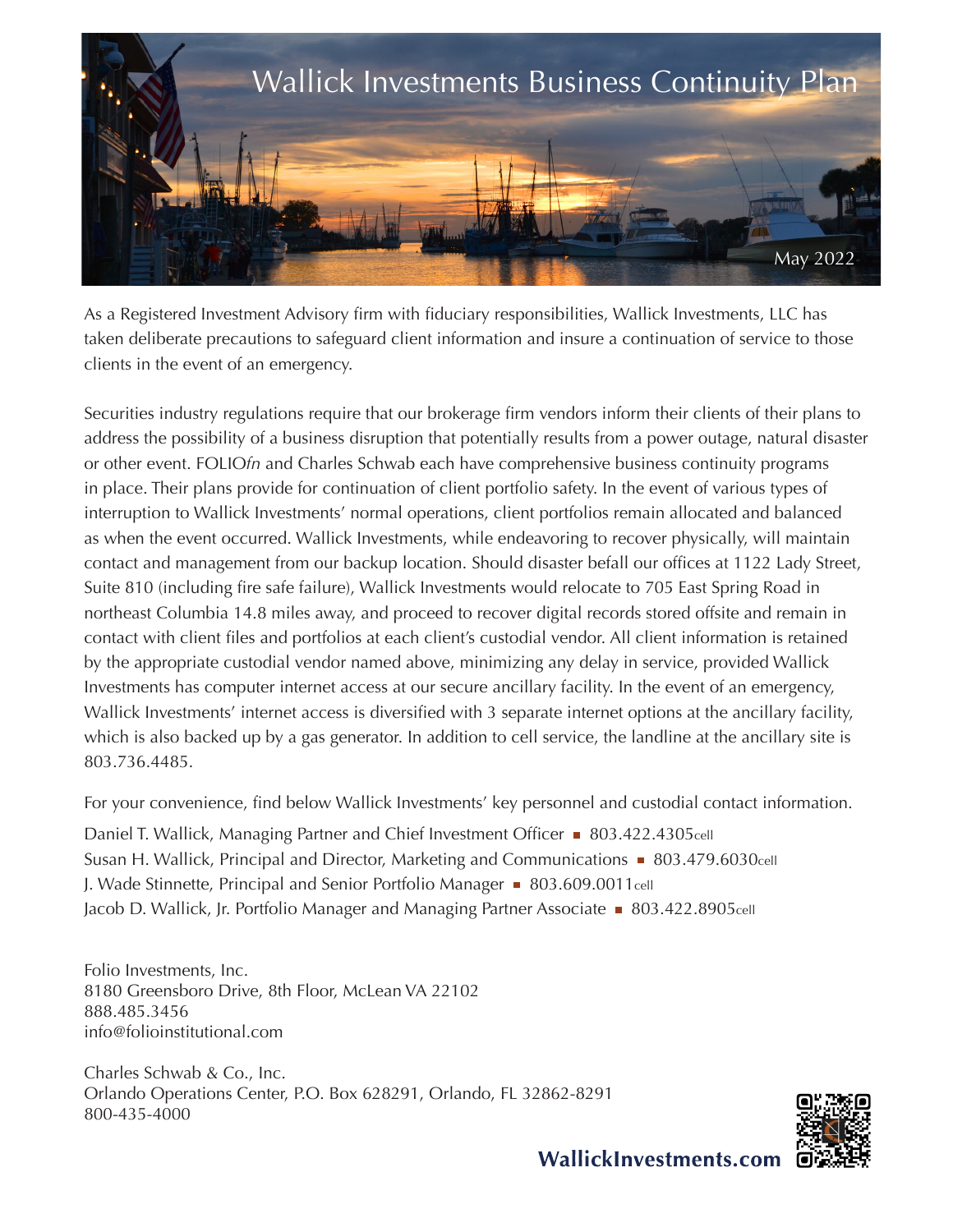# Wallick Investments Business Continuity Plan

May 2022

As a Registered Investment Advisory firm with fiduciary responsibilities, Wallick Investments, LLC has taken deliberate precautions to safeguard client information and insure a continuation of service to those clients in the event of an emergency.

Securities industry regulations require that our brokerage firm vendors inform their clients of their plans to address the possibility of a business disruption that potentially results from a power outage, natural disaster or other event. FOLIO*fn* and Charles Schwab each have comprehensive business continuity programs in place. Their plans provide for continuation of client portfolio safety. In the event of various types of interruption to Wallick Investments' normal operations, client portfolios remain allocated and balanced as when the event occurred. Wallick Investments, while endeavoring to recover physically, will maintain contact and management from our backup location. Should disaster befall our offices at 1122 Lady Street, Suite 810 (including fire safe failure), Wallick Investments would relocate to 705 East Spring Road in northeast Columbia 14.8 miles away, and proceed to recover digital records stored offsite and remain in contact with client files and portfolios at each client's custodial vendor. All client information is retained by the appropriate custodial vendor named above, minimizing any delay in service, provided Wallick Investments has computer internet access at our secure ancillary facility. In the event of an emergency, Wallick Investments' internet access is diversified with 3 separate internet options at the ancillary facility, which is also backed up by a gas generator. In addition to cell service, the landline at the ancillary site is 803.736.4485.

For your convenience, find below Wallick Investments' key personnel and custodial contact information.

Daniel T. Wallick, Managing Partner and Chief Investment Officer ▪ 803.422.4305cell
Susan H. Wallick, Principal and Director, Marketing and Communications ▪ 803.479.6030cell
J. Wade Stinnette, Principal and Senior Portfolio Manager ▪ 803.609.0011cell
Jacob D. Wallick, Jr. Portfolio Manager and Managing Partner Associate ▪ 803.422.8905cell

Folio Investments, Inc.
8180 Greensboro Drive, 8th Floor, McLean VA 22102
888.485.3456
info@folioinstitutional.com

Charles Schwab & Co., Inc.
Orlando Operations Center, P.O. Box 628291, Orlando, FL 32862-8291
800-435-4000

**WallickInvestments.com**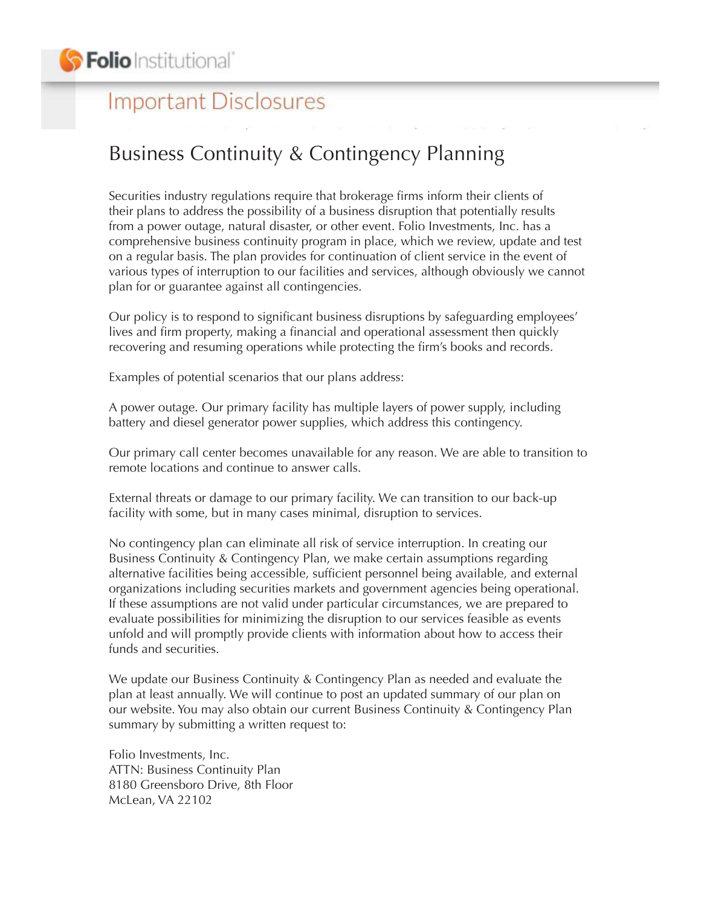Folio Institutional

# Important Disclosures

## Business Continuity & Contingency Planning

Securities industry regulations require that brokerage firms inform their clients of their plans to address the possibility of a business disruption that potentially results from a power outage, natural disaster, or other event. Folio Investments, Inc. has a comprehensive business continuity program in place, which we review, update and test on a regular basis. The plan provides for continuation of client service in the event of various types of interruption to our facilities and services, although obviously we cannot plan for or guarantee against all contingencies.

Our policy is to respond to significant business disruptions by safeguarding employees' lives and firm property, making a financial and operational assessment then quickly recovering and resuming operations while protecting the firm's books and records.

Examples of potential scenarios that our plans address:

A power outage. Our primary facility has multiple layers of power supply, including battery and diesel generator power supplies, which address this contingency.

Our primary call center becomes unavailable for any reason. We are able to transition to remote locations and continue to answer calls.

External threats or damage to our primary facility. We can transition to our back-up facility with some, but in many cases minimal, disruption to services.

No contingency plan can eliminate all risk of service interruption. In creating our Business Continuity & Contingency Plan, we make certain assumptions regarding alternative facilities being accessible, sufficient personnel being available, and external organizations including securities markets and government agencies being operational. If these assumptions are not valid under particular circumstances, we are prepared to evaluate possibilities for minimizing the disruption to our services feasible as events unfold and will promptly provide clients with information about how to access their funds and securities.

We update our Business Continuity & Contingency Plan as needed and evaluate the plan at least annually. We will continue to post an updated summary of our plan on our website. You may also obtain our current Business Continuity & Contingency Plan summary by submitting a written request to:

Folio Investments, Inc.
ATTN: Business Continuity Plan
8180 Greensboro Drive, 8th Floor
McLean, VA 22102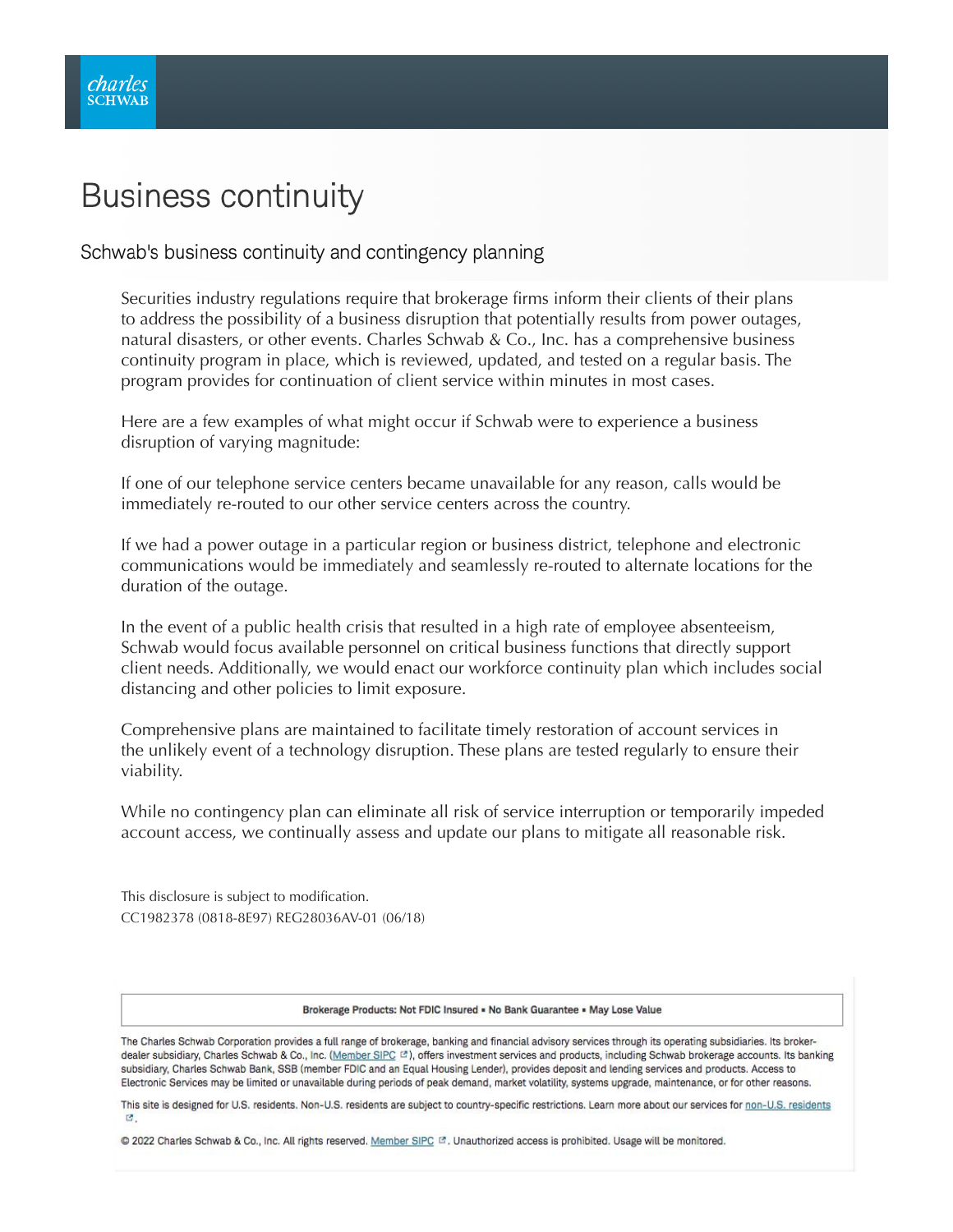charles SCHWAB

# Business continuity

## Schwab's business continuity and contingency planning

Securities industry regulations require that brokerage firms inform their clients of their plans to address the possibility of a business disruption that potentially results from power outages, natural disasters, or other events. Charles Schwab & Co., Inc. has a comprehensive business continuity program in place, which is reviewed, updated, and tested on a regular basis. The program provides for continuation of client service within minutes in most cases.

Here are a few examples of what might occur if Schwab were to experience a business disruption of varying magnitude:

If one of our telephone service centers became unavailable for any reason, calls would be immediately re-routed to our other service centers across the country.

If we had a power outage in a particular region or business district, telephone and electronic communications would be immediately and seamlessly re-routed to alternate locations for the duration of the outage.

In the event of a public health crisis that resulted in a high rate of employee absenteeism, Schwab would focus available personnel on critical business functions that directly support client needs. Additionally, we would enact our workforce continuity plan which includes social distancing and other policies to limit exposure.

Comprehensive plans are maintained to facilitate timely restoration of account services in the unlikely event of a technology disruption. These plans are tested regularly to ensure their viability.

While no contingency plan can eliminate all risk of service interruption or temporarily impeded account access, we continually assess and update our plans to mitigate all reasonable risk.

This disclosure is subject to modification.
CC1982378 (0818-8E97) REG28036AV-01 (06/18)

| Brokerage Products: Not FDIC Insured • No Bank Guarantee • May Lose Value |
| --- |

The Charles Schwab Corporation provides a full range of brokerage, banking and financial advisory services through its operating subsidiaries. Its broker-dealer subsidiary, Charles Schwab & Co., Inc. (Member SIPC), offers investment services and products, including Schwab brokerage accounts. Its banking subsidiary, Charles Schwab Bank, SSB (member FDIC and an Equal Housing Lender), provides deposit and lending services and products. Access to Electronic Services may be limited or unavailable during periods of peak demand, market volatility, systems upgrade, maintenance, or for other reasons.

This site is designed for U.S. residents. Non-U.S. residents are subject to country-specific restrictions. Learn more about our services for non-U.S. residents.

© 2022 Charles Schwab & Co., Inc. All rights reserved. Member SIPC. Unauthorized access is prohibited. Usage will be monitored.